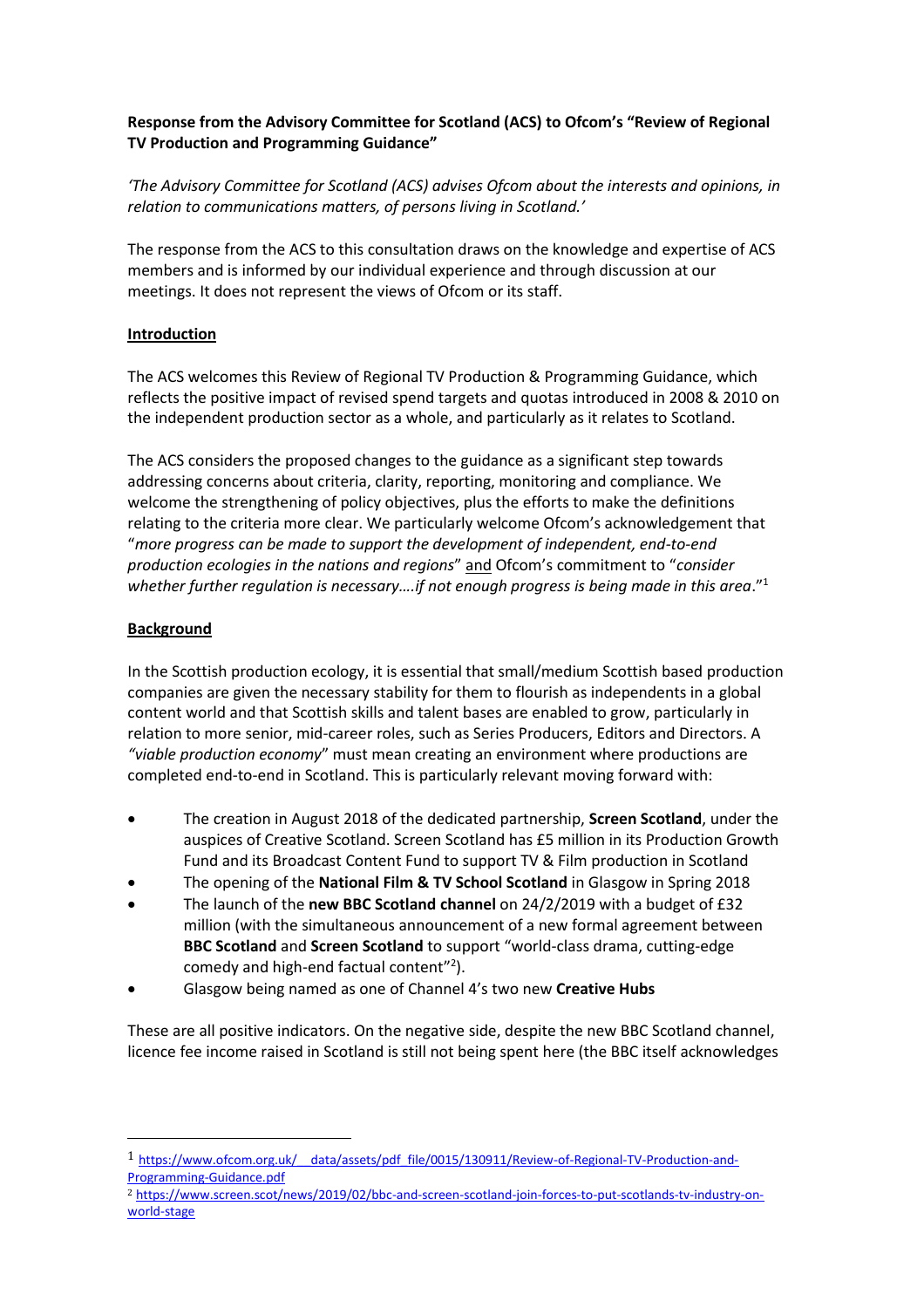**Response from the Advisory Committee for Scotland (ACS) to Ofcom's "Review of Regional TV Production and Programming Guidance"**

*'The Advisory Committee for Scotland (ACS) advises Ofcom about the interests and opinions, in relation to communications matters, of persons living in Scotland.'*

The response from the ACS to this consultation draws on the knowledge and expertise of ACS members and is informed by our individual experience and through discussion at our meetings. It does not represent the views of Ofcom or its staff.

**Introduction**

The ACS welcomes this Review of Regional TV Production & Programming Guidance, which reflects the positive impact of revised spend targets and quotas introduced in 2008 & 2010 on the independent production sector as a whole, and particularly as it relates to Scotland.

The ACS considers the proposed changes to the guidance as a significant step towards addressing concerns about criteria, clarity, reporting, monitoring and compliance. We welcome the strengthening of policy objectives, plus the efforts to make the definitions relating to the criteria more clear. We particularly welcome Ofcom's acknowledgement that "*more progress can be made to support the development of independent, end-to-end production ecologies in the nations and regions*" and Ofcom's commitment to "*consider whether further regulation is necessary….if not enough progress is being made in this area*."[1]

**Background**

In the Scottish production ecology, it is essential that small/medium Scottish based production companies are given the necessary stability for them to flourish as independents in a global content world and that Scottish skills and talent bases are enabled to grow, particularly in relation to more senior, mid-career roles, such as Series Producers, Editors and Directors. A *"viable production economy*" must mean creating an environment where productions are completed end-to-end in Scotland. This is particularly relevant moving forward with:

- The creation in August 2018 of the dedicated partnership, **Screen Scotland**, under the auspices of Creative Scotland. Screen Scotland has £5 million in its Production Growth Fund and its Broadcast Content Fund to support TV & Film production in Scotland
- The opening of the **National Film & TV School Scotland** in Glasgow in Spring 2018
- The launch of the **new BBC Scotland channel** on 24/2/2019 with a budget of £32 million (with the simultaneous announcement of a new formal agreement between **BBC Scotland** and **Screen Scotland** to support "world-class drama, cutting-edge comedy and high-end factual content"[2]).
- Glasgow being named as one of Channel 4's two new **Creative Hubs**

These are all positive indicators. On the negative side, despite the new BBC Scotland channel, licence fee income raised in Scotland is still not being spent here (the BBC itself acknowledges

---

[1] https://www.ofcom.org.uk/__data/assets/pdf_file/0015/130911/Review-of-Regional-TV-Production-and-Programming-Guidance.pdf

[2] https://www.screen.scot/news/2019/02/bbc-and-screen-scotland-join-forces-to-put-scotlands-tv-industry-on-world-stage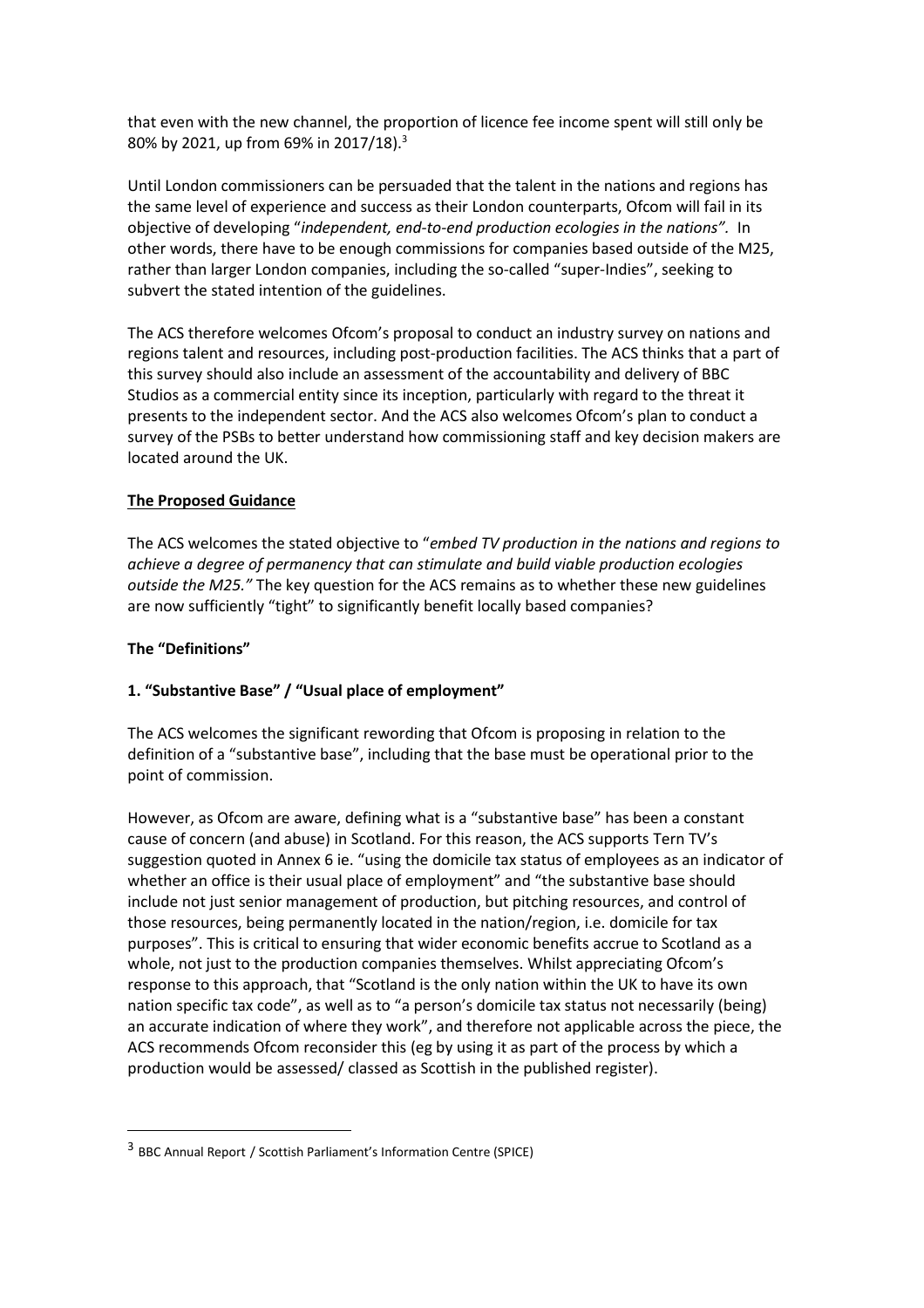that even with the new channel, the proportion of licence fee income spent will still only be 80% by 2021, up from 69% in 2017/18).[3]

Until London commissioners can be persuaded that the talent in the nations and regions has the same level of experience and success as their London counterparts, Ofcom will fail in its objective of developing "*independent, end-to-end production ecologies in the nations".* In other words, there have to be enough commissions for companies based outside of the M25, rather than larger London companies, including the so-called "super-Indies", seeking to subvert the stated intention of the guidelines.

The ACS therefore welcomes Ofcom's proposal to conduct an industry survey on nations and regions talent and resources, including post-production facilities. The ACS thinks that a part of this survey should also include an assessment of the accountability and delivery of BBC Studios as a commercial entity since its inception, particularly with regard to the threat it presents to the independent sector. And the ACS also welcomes Ofcom's plan to conduct a survey of the PSBs to better understand how commissioning staff and key decision makers are located around the UK.

## **The Proposed Guidance**

The ACS welcomes the stated objective to "*embed TV production in the nations and regions to achieve a degree of permanency that can stimulate and build viable production ecologies outside the M25."* The key question for the ACS remains as to whether these new guidelines are now sufficiently "tight" to significantly benefit locally based companies?

### **The "Definitions"**

#### **1. "Substantive Base" / "Usual place of employment"**

The ACS welcomes the significant rewording that Ofcom is proposing in relation to the definition of a "substantive base", including that the base must be operational prior to the point of commission.

However, as Ofcom are aware, defining what is a "substantive base" has been a constant cause of concern (and abuse) in Scotland. For this reason, the ACS supports Tern TV's suggestion quoted in Annex 6 ie. "using the domicile tax status of employees as an indicator of whether an office is their usual place of employment" and "the substantive base should include not just senior management of production, but pitching resources, and control of those resources, being permanently located in the nation/region, i.e. domicile for tax purposes". This is critical to ensuring that wider economic benefits accrue to Scotland as a whole, not just to the production companies themselves. Whilst appreciating Ofcom's response to this approach, that "Scotland is the only nation within the UK to have its own nation specific tax code", as well as to "a person's domicile tax status not necessarily (being) an accurate indication of where they work", and therefore not applicable across the piece, the ACS recommends Ofcom reconsider this (eg by using it as part of the process by which a production would be assessed/ classed as Scottish in the published register).

[3] BBC Annual Report / Scottish Parliament's Information Centre (SPICE)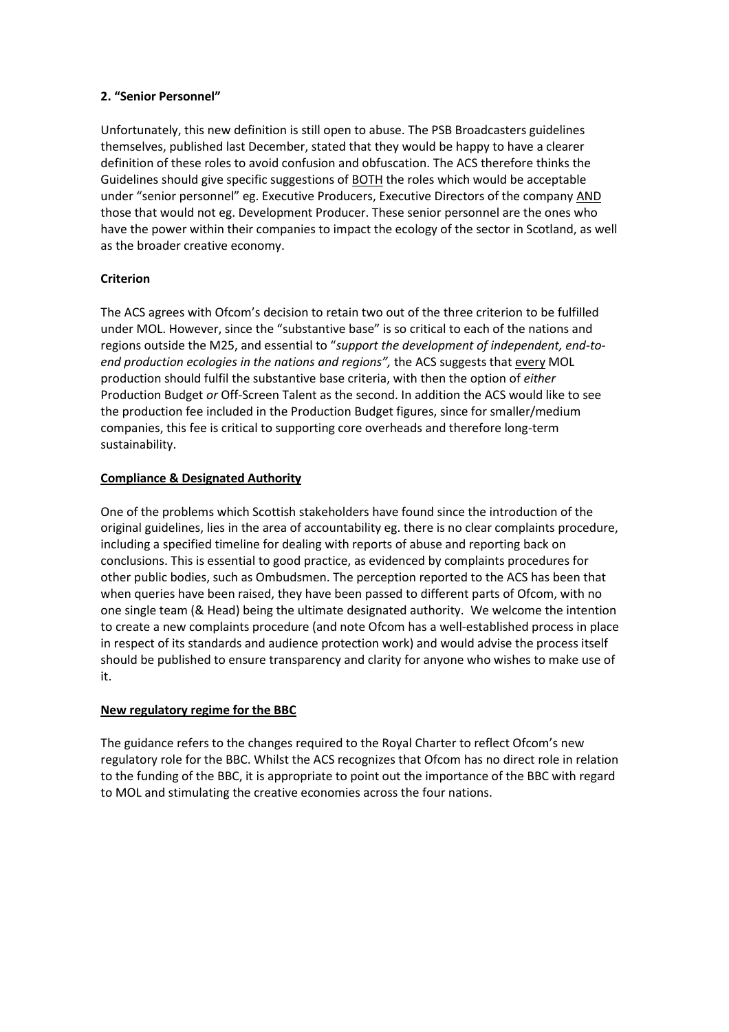**2. "Senior Personnel"**

Unfortunately, this new definition is still open to abuse. The PSB Broadcasters guidelines themselves, published last December, stated that they would be happy to have a clearer definition of these roles to avoid confusion and obfuscation. The ACS therefore thinks the Guidelines should give specific suggestions of BOTH the roles which would be acceptable under "senior personnel" eg. Executive Producers, Executive Directors of the company AND those that would not eg. Development Producer. These senior personnel are the ones who have the power within their companies to impact the ecology of the sector in Scotland, as well as the broader creative economy.

**Criterion**

The ACS agrees with Ofcom's decision to retain two out of the three criterion to be fulfilled under MOL. However, since the "substantive base" is so critical to each of the nations and regions outside the M25, and essential to "*support the development of independent, end-to-end production ecologies in the nations and regions",* the ACS suggests that every MOL production should fulfil the substantive base criteria, with then the option of *either* Production Budget *or* Off-Screen Talent as the second. In addition the ACS would like to see the production fee included in the Production Budget figures, since for smaller/medium companies, this fee is critical to supporting core overheads and therefore long-term sustainability.

**Compliance & Designated Authority**

One of the problems which Scottish stakeholders have found since the introduction of the original guidelines, lies in the area of accountability eg. there is no clear complaints procedure, including a specified timeline for dealing with reports of abuse and reporting back on conclusions. This is essential to good practice, as evidenced by complaints procedures for other public bodies, such as Ombudsmen. The perception reported to the ACS has been that when queries have been raised, they have been passed to different parts of Ofcom, with no one single team (& Head) being the ultimate designated authority. We welcome the intention to create a new complaints procedure (and note Ofcom has a well-established process in place in respect of its standards and audience protection work) and would advise the process itself should be published to ensure transparency and clarity for anyone who wishes to make use of it.

**New regulatory regime for the BBC**

The guidance refers to the changes required to the Royal Charter to reflect Ofcom's new regulatory role for the BBC. Whilst the ACS recognizes that Ofcom has no direct role in relation to the funding of the BBC, it is appropriate to point out the importance of the BBC with regard to MOL and stimulating the creative economies across the four nations.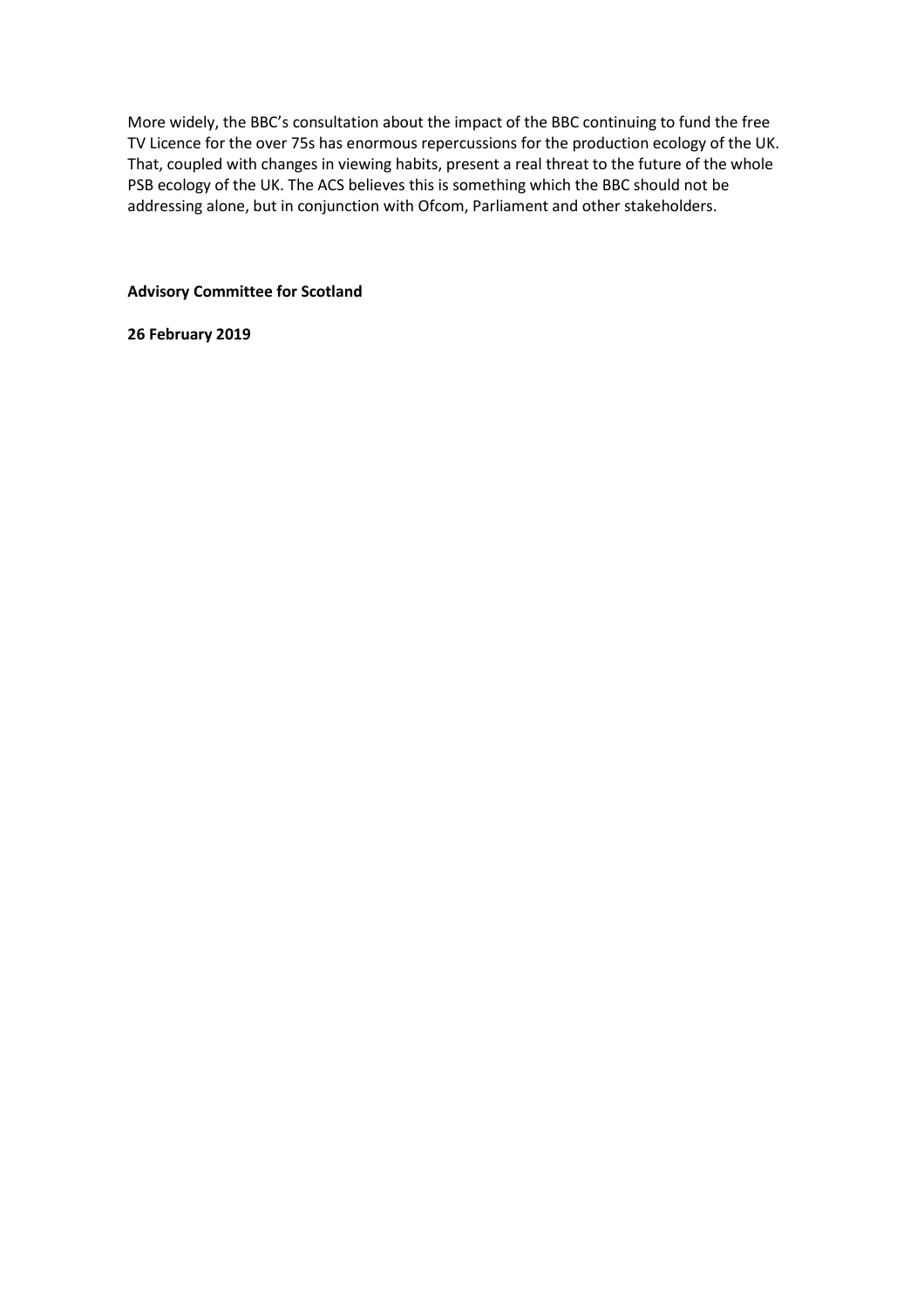More widely, the BBC's consultation about the impact of the BBC continuing to fund the free TV Licence for the over 75s has enormous repercussions for the production ecology of the UK. That, coupled with changes in viewing habits, present a real threat to the future of the whole PSB ecology of the UK. The ACS believes this is something which the BBC should not be addressing alone, but in conjunction with Ofcom, Parliament and other stakeholders.

**Advisory Committee for Scotland**

**26 February 2019**